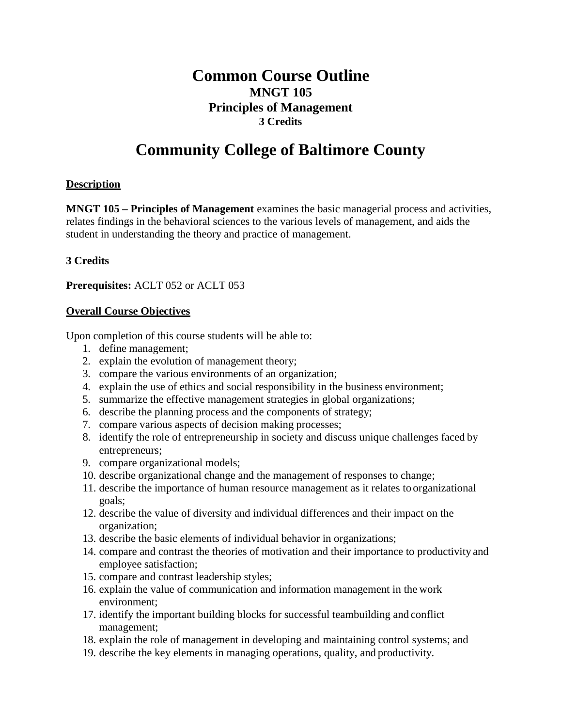# Common Course Outline

## MNGT 105

## Principles of Management

### 3 Credits

# Community College of Baltimore County

**Description**

**MNGT 105 – Principles of Management** examines the basic managerial process and activities, relates findings in the behavioral sciences to the various levels of management, and aids the student in understanding the theory and practice of management.

**3 Credits**

**Prerequisites:** ACLT 052 or ACLT 053

**Overall Course Objectives**

Upon completion of this course students will be able to:

1. define management;
2. explain the evolution of management theory;
3. compare the various environments of an organization;
4. explain the use of ethics and social responsibility in the business environment;
5. summarize the effective management strategies in global organizations;
6. describe the planning process and the components of strategy;
7. compare various aspects of decision making processes;
8. identify the role of entrepreneurship in society and discuss unique challenges faced by entrepreneurs;
9. compare organizational models;
10. describe organizational change and the management of responses to change;
11. describe the importance of human resource management as it relates to organizational goals;
12. describe the value of diversity and individual differences and their impact on the organization;
13. describe the basic elements of individual behavior in organizations;
14. compare and contrast the theories of motivation and their importance to productivity and employee satisfaction;
15. compare and contrast leadership styles;
16. explain the value of communication and information management in the work environment;
17. identify the important building blocks for successful teambuilding and conflict management;
18. explain the role of management in developing and maintaining control systems; and
19. describe the key elements in managing operations, quality, and productivity.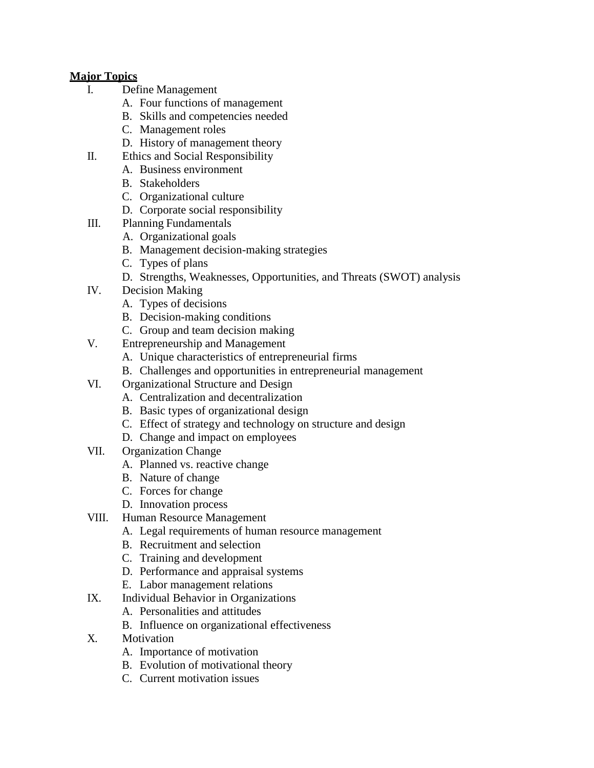**<u>Major Topics</u>**

I. Define Management
   A. Four functions of management
   B. Skills and competencies needed
   C. Management roles
   D. History of management theory

II. Ethics and Social Responsibility
   A. Business environment
   B. Stakeholders
   C. Organizational culture
   D. Corporate social responsibility

III. Planning Fundamentals
   A. Organizational goals
   B. Management decision-making strategies
   C. Types of plans
   D. Strengths, Weaknesses, Opportunities, and Threats (SWOT) analysis

IV. Decision Making
   A. Types of decisions
   B. Decision-making conditions
   C. Group and team decision making

V. Entrepreneurship and Management
   A. Unique characteristics of entrepreneurial firms
   B. Challenges and opportunities in entrepreneurial management

VI. Organizational Structure and Design
   A. Centralization and decentralization
   B. Basic types of organizational design
   C. Effect of strategy and technology on structure and design
   D. Change and impact on employees

VII. Organization Change
   A. Planned vs. reactive change
   B. Nature of change
   C. Forces for change
   D. Innovation process

VIII. Human Resource Management
   A. Legal requirements of human resource management
   B. Recruitment and selection
   C. Training and development
   D. Performance and appraisal systems
   E. Labor management relations

IX. Individual Behavior in Organizations
   A. Personalities and attitudes
   B. Influence on organizational effectiveness

X. Motivation
   A. Importance of motivation
   B. Evolution of motivational theory
   C. Current motivation issues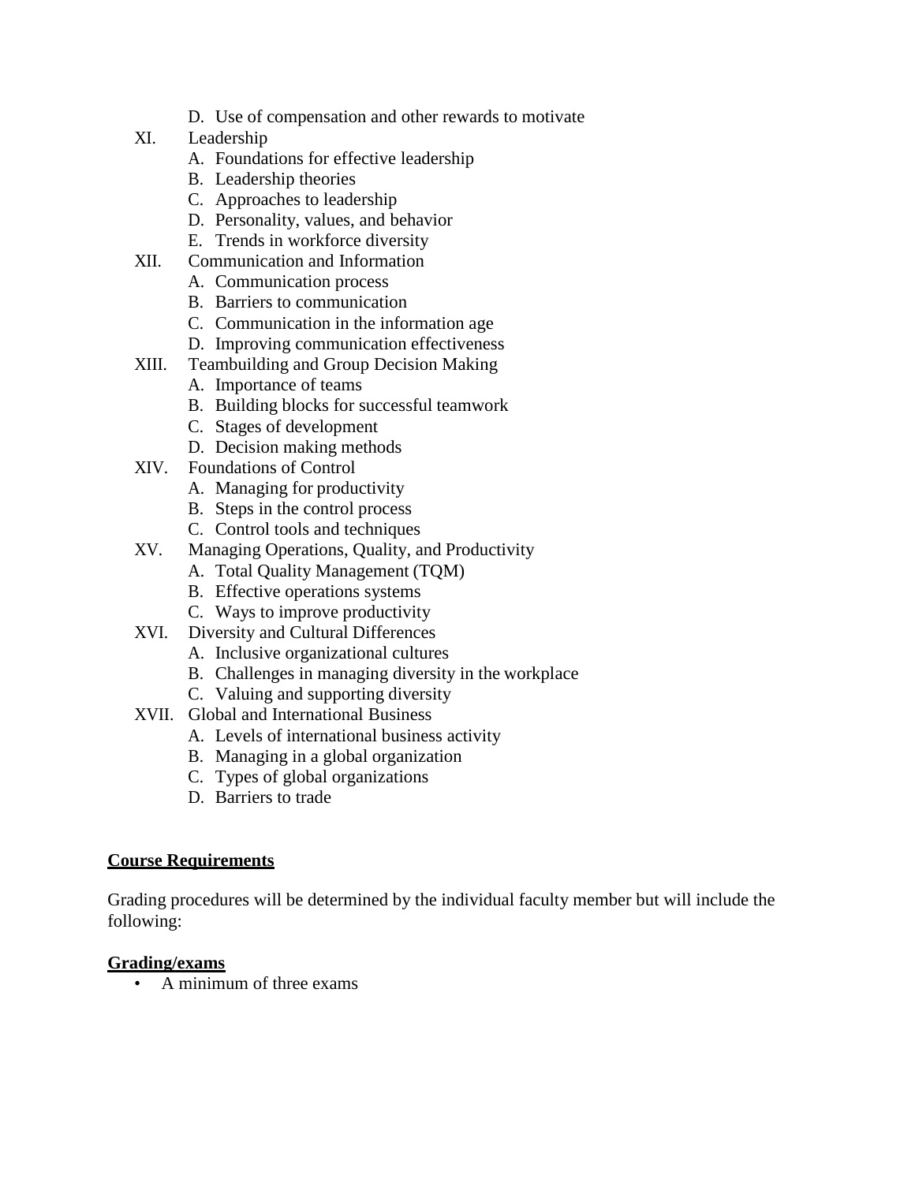D. Use of compensation and other rewards to motivate

XI. Leadership
   A. Foundations for effective leadership
   B. Leadership theories
   C. Approaches to leadership
   D. Personality, values, and behavior
   E. Trends in workforce diversity

XII. Communication and Information
   A. Communication process
   B. Barriers to communication
   C. Communication in the information age
   D. Improving communication effectiveness

XIII. Teambuilding and Group Decision Making
   A. Importance of teams
   B. Building blocks for successful teamwork
   C. Stages of development
   D. Decision making methods

XIV. Foundations of Control
   A. Managing for productivity
   B. Steps in the control process
   C. Control tools and techniques

XV. Managing Operations, Quality, and Productivity
   A. Total Quality Management (TQM)
   B. Effective operations systems
   C. Ways to improve productivity

XVI. Diversity and Cultural Differences
   A. Inclusive organizational cultures
   B. Challenges in managing diversity in the workplace
   C. Valuing and supporting diversity

XVII. Global and International Business
   A. Levels of international business activity
   B. Managing in a global organization
   C. Types of global organizations
   D. Barriers to trade

**Course Requirements**

Grading procedures will be determined by the individual faculty member but will include the following:

**Grading/exams**

- A minimum of three exams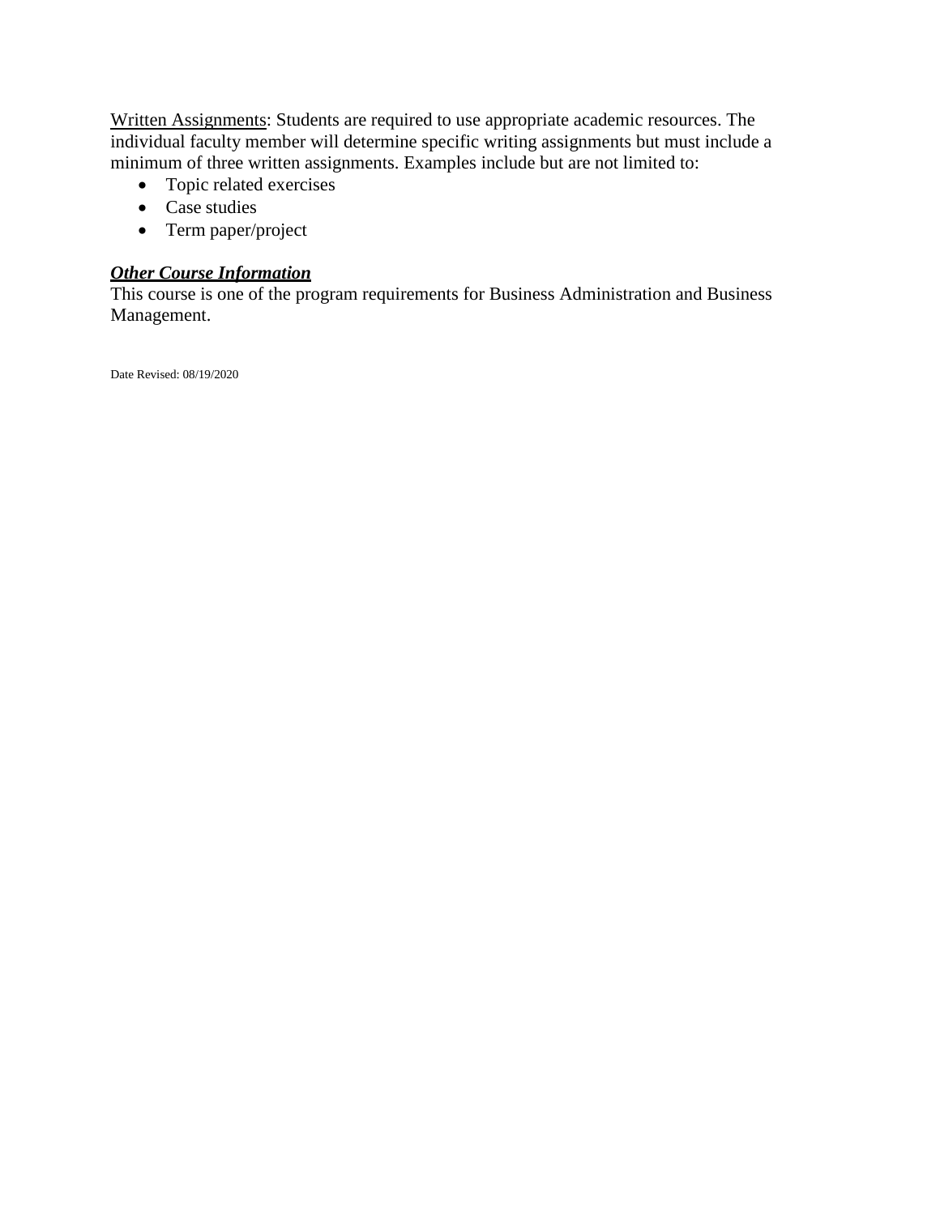Written Assignments: Students are required to use appropriate academic resources. The individual faculty member will determine specific writing assignments but must include a minimum of three written assignments. Examples include but are not limited to:

- Topic related exercises
- Case studies
- Term paper/project

***Other Course Information***

This course is one of the program requirements for Business Administration and Business Management.

Date Revised: 08/19/2020